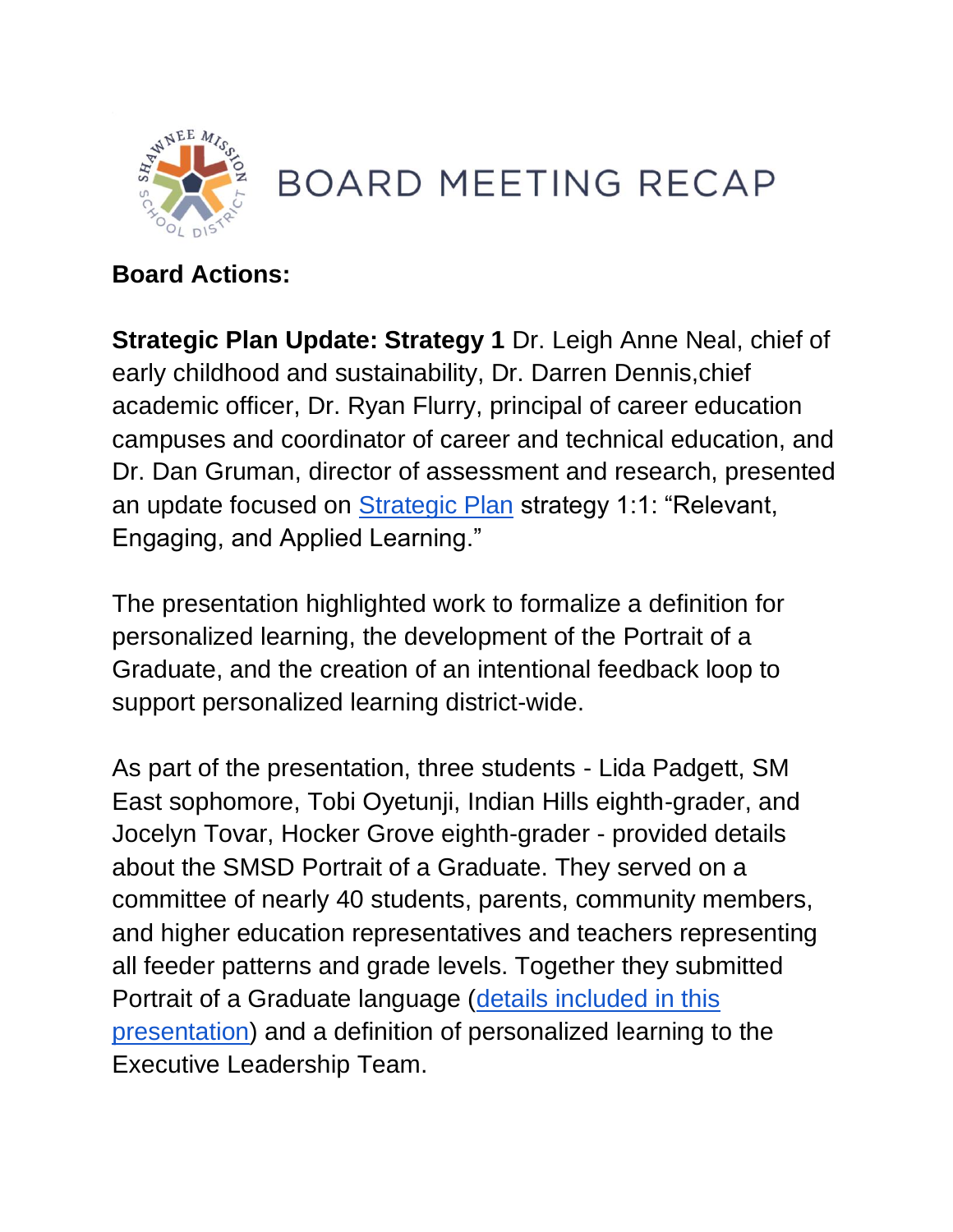# BOARD MEETING RECAP

**Board Actions:**

**Strategic Plan Update: Strategy 1** Dr. Leigh Anne Neal, chief of early childhood and sustainability, Dr. Darren Dennis,chief academic officer, Dr. Ryan Flurry, principal of career education campuses and coordinator of career and technical education, and Dr. Dan Gruman, director of assessment and research, presented an update focused on Strategic Plan strategy 1:1: "Relevant, Engaging, and Applied Learning."

The presentation highlighted work to formalize a definition for personalized learning, the development of the Portrait of a Graduate, and the creation of an intentional feedback loop to support personalized learning district-wide.

As part of the presentation, three students - Lida Padgett, SM East sophomore, Tobi Oyetunji, Indian Hills eighth-grader, and Jocelyn Tovar, Hocker Grove eighth-grader - provided details about the SMSD Portrait of a Graduate. They served on a committee of nearly 40 students, parents, community members, and higher education representatives and teachers representing all feeder patterns and grade levels. Together they submitted Portrait of a Graduate language (details included in this presentation) and a definition of personalized learning to the Executive Leadership Team.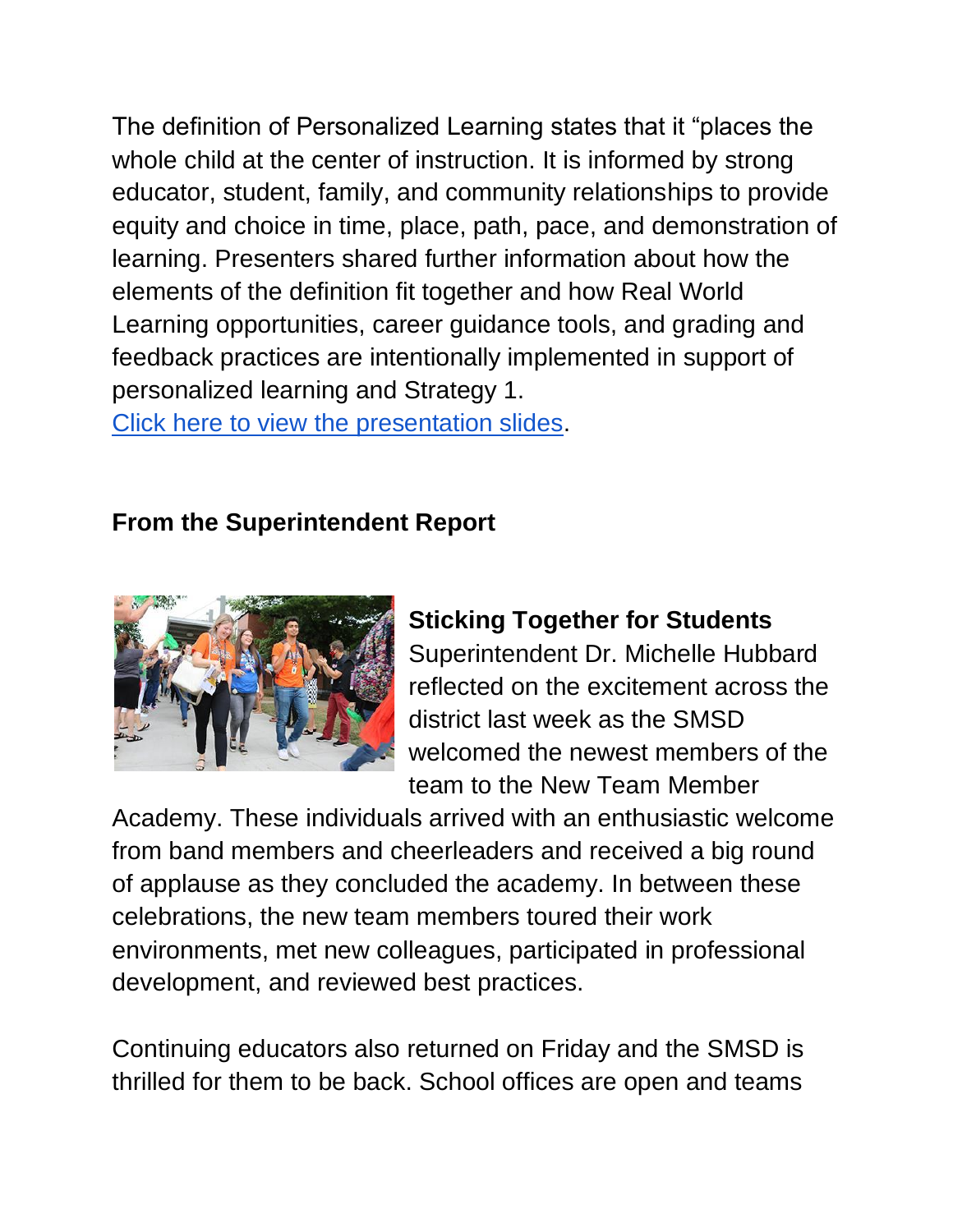The definition of Personalized Learning states that it "places the whole child at the center of instruction. It is informed by strong educator, student, family, and community relationships to provide equity and choice in time, place, path, pace, and demonstration of learning. Presenters shared further information about how the elements of the definition fit together and how Real World Learning opportunities, career guidance tools, and grading and feedback practices are intentionally implemented in support of personalized learning and Strategy 1.
[Click here to view the presentation slides](#).

**From the Superintendent Report**

**Sticking Together for Students**
Superintendent Dr. Michelle Hubbard reflected on the excitement across the district last week as the SMSD welcomed the newest members of the team to the New Team Member Academy. These individuals arrived with an enthusiastic welcome from band members and cheerleaders and received a big round of applause as they concluded the academy. In between these celebrations, the new team members toured their work environments, met new colleagues, participated in professional development, and reviewed best practices.

Continuing educators also returned on Friday and the SMSD is thrilled for them to be back. School offices are open and teams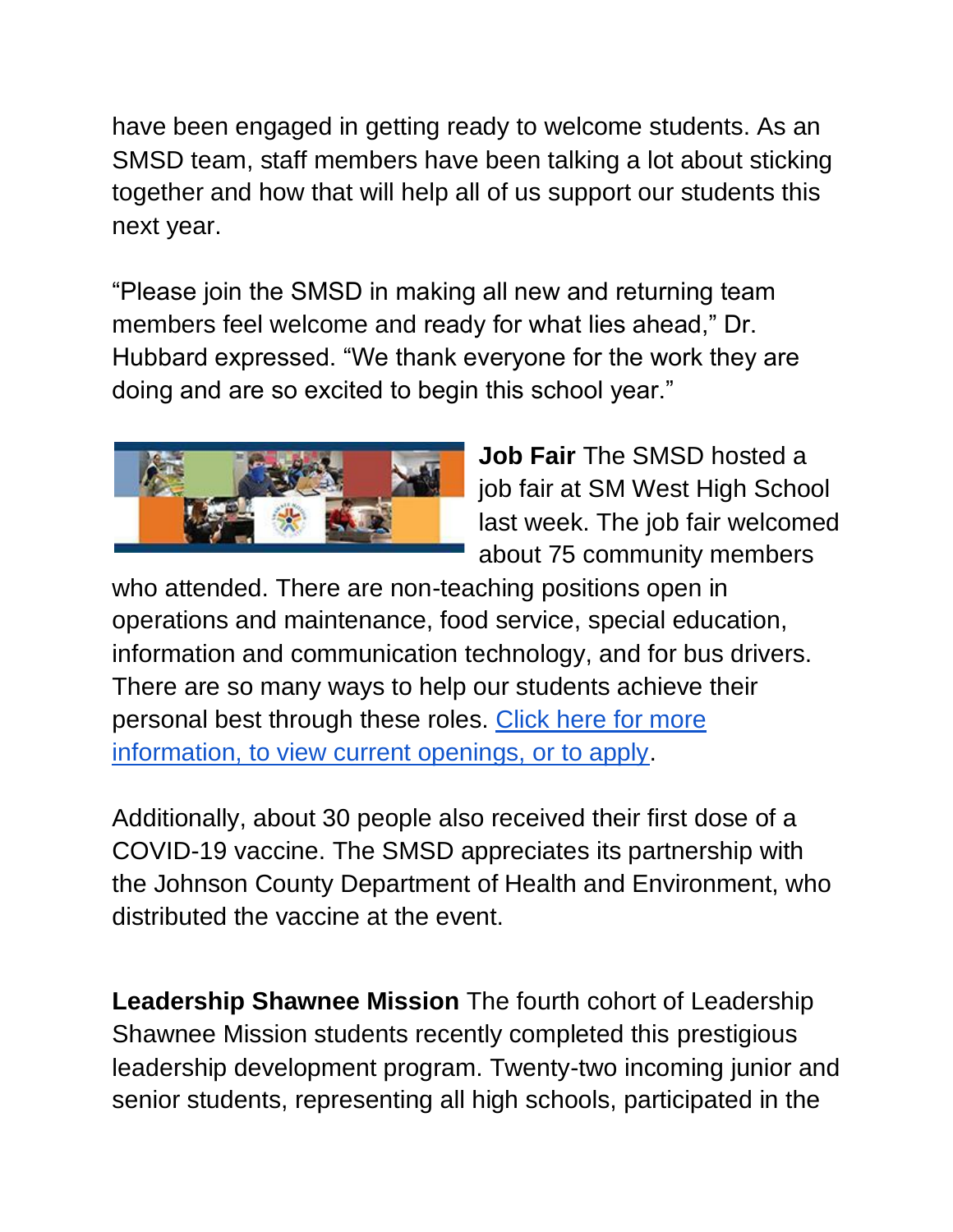have been engaged in getting ready to welcome students. As an SMSD team, staff members have been talking a lot about sticking together and how that will help all of us support our students this next year.

"Please join the SMSD in making all new and returning team members feel welcome and ready for what lies ahead," Dr. Hubbard expressed. "We thank everyone for the work they are doing and are so excited to begin this school year."

**Job Fair** The SMSD hosted a job fair at SM West High School last week. The job fair welcomed about 75 community members who attended. There are non-teaching positions open in operations and maintenance, food service, special education, information and communication technology, and for bus drivers. There are so many ways to help our students achieve their personal best through these roles. Click here for more information, to view current openings, or to apply.

Additionally, about 30 people also received their first dose of a COVID-19 vaccine. The SMSD appreciates its partnership with the Johnson County Department of Health and Environment, who distributed the vaccine at the event.

**Leadership Shawnee Mission** The fourth cohort of Leadership Shawnee Mission students recently completed this prestigious leadership development program. Twenty-two incoming junior and senior students, representing all high schools, participated in the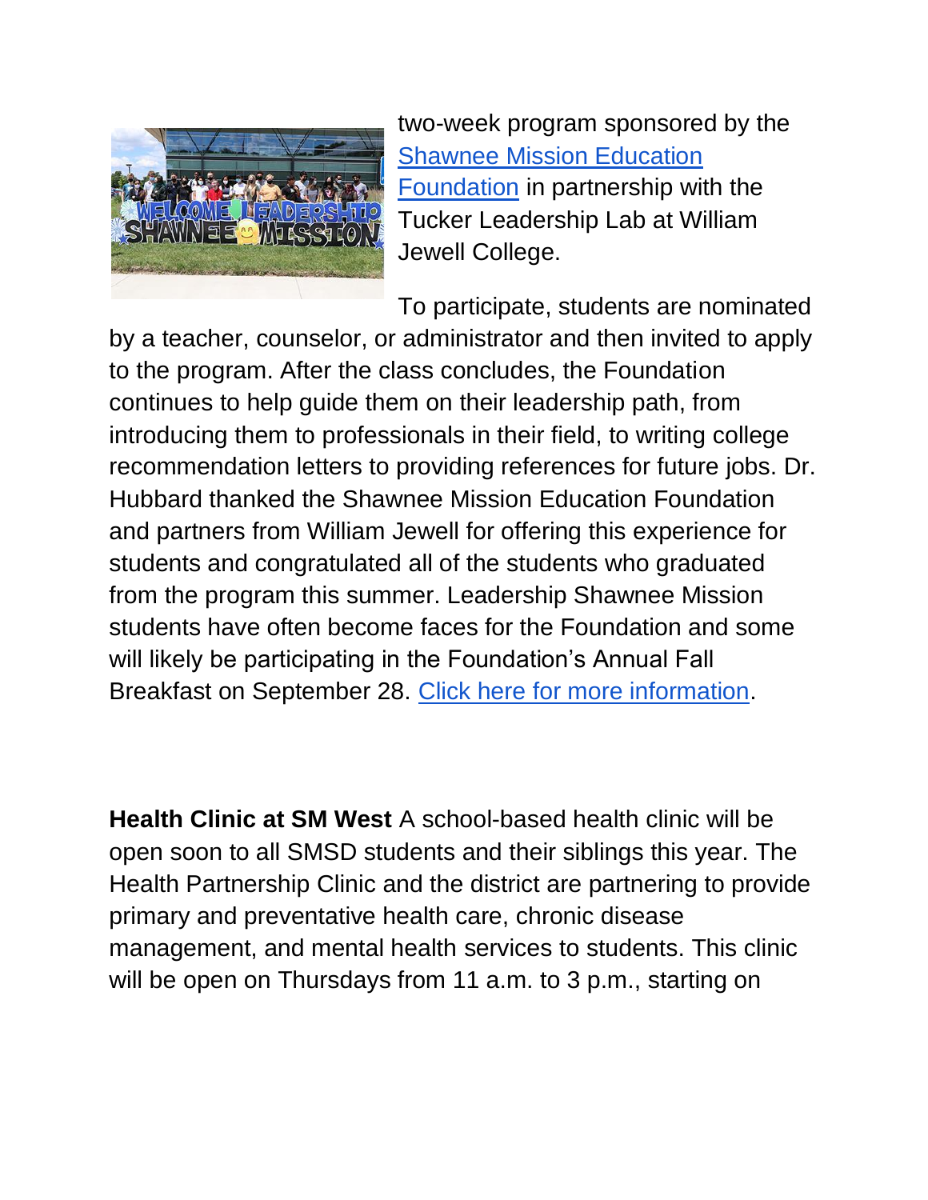two-week program sponsored by the [Shawnee Mission Education Foundation](#) in partnership with the Tucker Leadership Lab at William Jewell College.

To participate, students are nominated by a teacher, counselor, or administrator and then invited to apply to the program. After the class concludes, the Foundation continues to help guide them on their leadership path, from introducing them to professionals in their field, to writing college recommendation letters to providing references for future jobs. Dr. Hubbard thanked the Shawnee Mission Education Foundation and partners from William Jewell for offering this experience for students and congratulated all of the students who graduated from the program this summer. Leadership Shawnee Mission students have often become faces for the Foundation and some will likely be participating in the Foundation's Annual Fall Breakfast on September 28. [Click here for more information](#).

**Health Clinic at SM West** A school-based health clinic will be open soon to all SMSD students and their siblings this year. The Health Partnership Clinic and the district are partnering to provide primary and preventative health care, chronic disease management, and mental health services to students. This clinic will be open on Thursdays from 11 a.m. to 3 p.m., starting on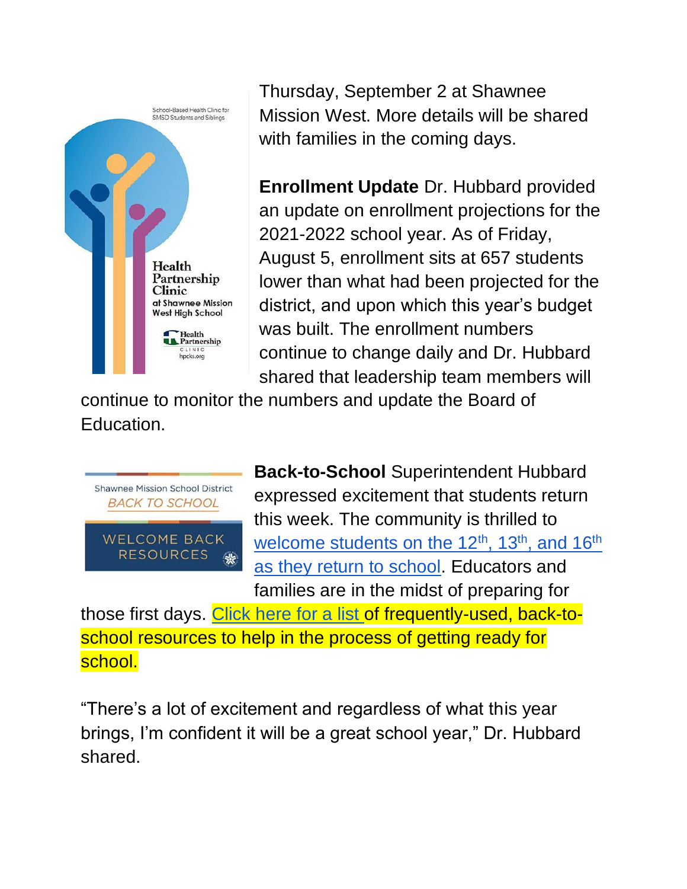Thursday, September 2 at Shawnee Mission West. More details will be shared with families in the coming days.

**Enrollment Update** Dr. Hubbard provided an update on enrollment projections for the 2021-2022 school year. As of Friday, August 5, enrollment sits at 657 students lower than what had been projected for the district, and upon which this year's budget was built. The enrollment numbers continue to change daily and Dr. Hubbard shared that leadership team members will continue to monitor the numbers and update the Board of Education.

**Back-to-School** Superintendent Hubbard expressed excitement that students return this week. The community is thrilled to welcome students on the 12th, 13th, and 16th as they return to school. Educators and families are in the midst of preparing for those first days. Click here for a list of frequently-used, back-to-school resources to help in the process of getting ready for school.

"There's a lot of excitement and regardless of what this year brings, I'm confident it will be a great school year," Dr. Hubbard shared.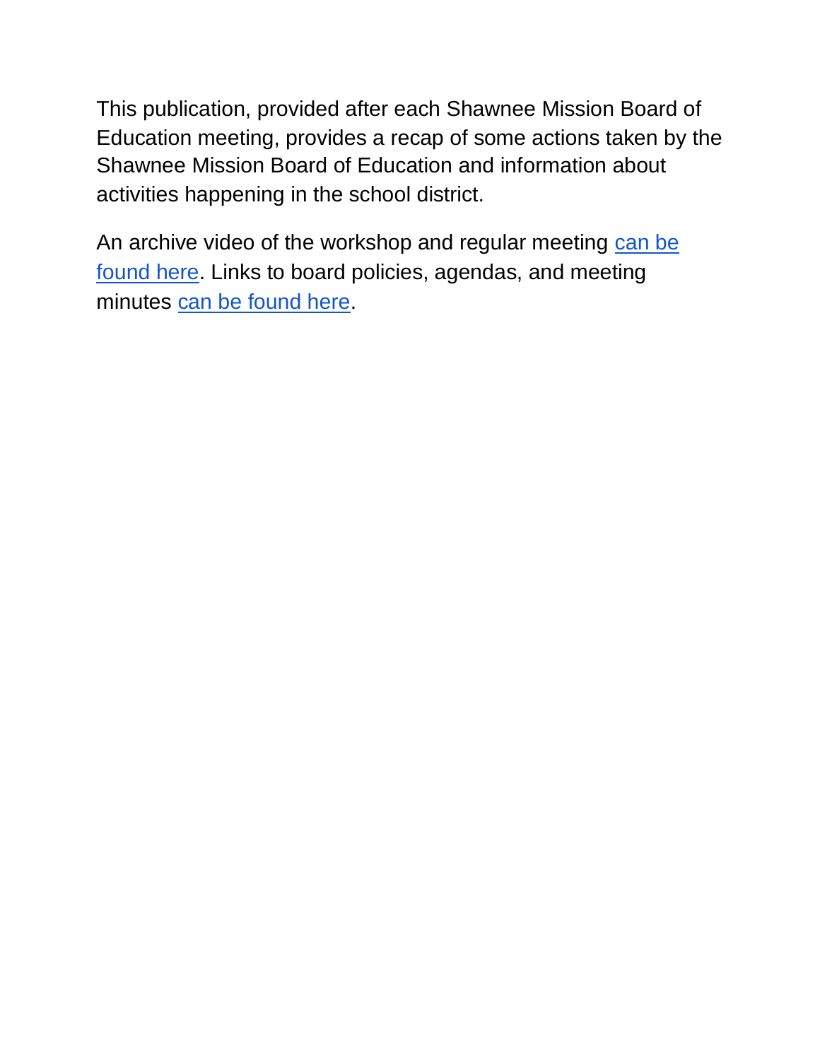This publication, provided after each Shawnee Mission Board of Education meeting, provides a recap of some actions taken by the Shawnee Mission Board of Education and information about activities happening in the school district.

An archive video of the workshop and regular meeting can be found here. Links to board policies, agendas, and meeting minutes can be found here.